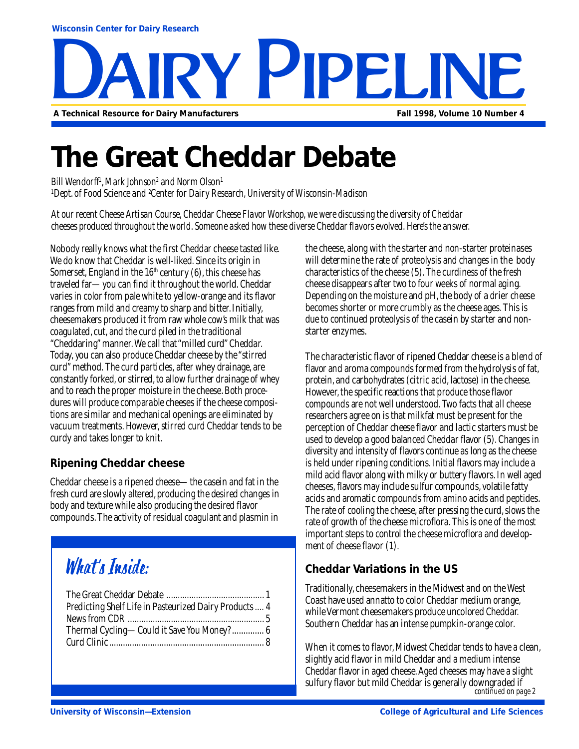Wisconsin Center for Dairy Research

# Dairy Pipeline

A Technical Resource for Dairy Manufacturers

Fall 1998, Volume 10 Number 4

# The Great Cheddar Debate

*Bill Wendorff[1], Mark Johnson[2] and Norm Olson[1]*
*[1]Dept. of Food Science and [2]Center for Dairy Research, University of Wisconsin-Madison*

*At our recent Cheese Artisan Course, Cheddar Cheese Flavor Workshop, we were discussing the diversity of Cheddar cheeses produced throughout the world. Someone asked how these diverse Cheddar flavors evolved. Here's the answer.*

Nobody really knows what the first Cheddar cheese tasted like. We do know that Cheddar is well-liked. Since its origin in Somerset, England in the 16th century (6), this cheese has traveled far—you can find it throughout the world. Cheddar varies in color from pale white to yellow-orange and its flavor ranges from mild and creamy to sharp and bitter. Initially, cheesemakers produced it from raw whole cow's milk that was coagulated, cut, and the curd piled in the traditional "Cheddaring" manner. We call that "milled curd" Cheddar. Today, you can also produce Cheddar cheese by the "stirred curd" method. The curd particles, after whey drainage, are constantly forked, or stirred, to allow further drainage of whey and to reach the proper moisture in the cheese. Both procedures will produce comparable cheeses if the cheese compositions are similar and mechanical openings are eliminated by vacuum treatments. However, stirred curd Cheddar tends to be curdy and takes longer to knit.

## Ripening Cheddar cheese

Cheddar cheese is a ripened cheese—the casein and fat in the fresh curd are slowly altered, producing the desired changes in body and texture while also producing the desired flavor compounds. The activity of residual coagulant and plasmin in the cheese, along with the starter and non-starter proteinases will determine the rate of proteolysis and changes in the body characteristics of the cheese (5). The curdiness of the fresh cheese disappears after two to four weeks of normal aging. Depending on the moisture and pH, the body of a drier cheese becomes shorter or more crumbly as the cheese ages. This is due to continued proteolysis of the casein by starter and non-starter enzymes.

The characteristic flavor of ripened Cheddar cheese is a blend of flavor and aroma compounds formed from the hydrolysis of fat, protein, and carbohydrates (citric acid, lactose) in the cheese. However, the specific reactions that produce those flavor compounds are not well understood. Two facts that all cheese researchers agree on is that milkfat must be present for the perception of Cheddar cheese flavor and lactic starters must be used to develop a good balanced Cheddar flavor (5). Changes in diversity and intensity of flavors continue as long as the cheese is held under ripening conditions. Initial flavors may include a mild acid flavor along with milky or buttery flavors. In well aged cheeses, flavors may include sulfur compounds, volatile fatty acids and aromatic compounds from amino acids and peptides. The rate of cooling the cheese, after pressing the curd, slows the rate of growth of the cheese microflora. This is one of the most important steps to control the cheese microflora and development of cheese flavor (1).

## Cheddar Variations in the US

Traditionally, cheesemakers in the Midwest and on the West Coast have used annatto to color Cheddar medium orange, while Vermont cheesemakers produce uncolored Cheddar. Southern Cheddar has an intense pumpkin-orange color.

When it comes to flavor, Midwest Cheddar tends to have a clean, slightly acid flavor in mild Cheddar and a medium intense Cheddar flavor in aged cheese. Aged cheeses may have a slight sulfury flavor but mild Cheddar is generally downgraded if

*continued on page 2*

## What's Inside:

- The Great Cheddar Debate ........ 1
- Predicting Shelf Life in Pasteurized Dairy Products .... 4
- News from CDR ........ 5
- Thermal Cycling—Could it Save You Money? ........ 6
- Curd Clinic ........ 8

University of Wisconsin—Extension

College of Agricultural and Life Sciences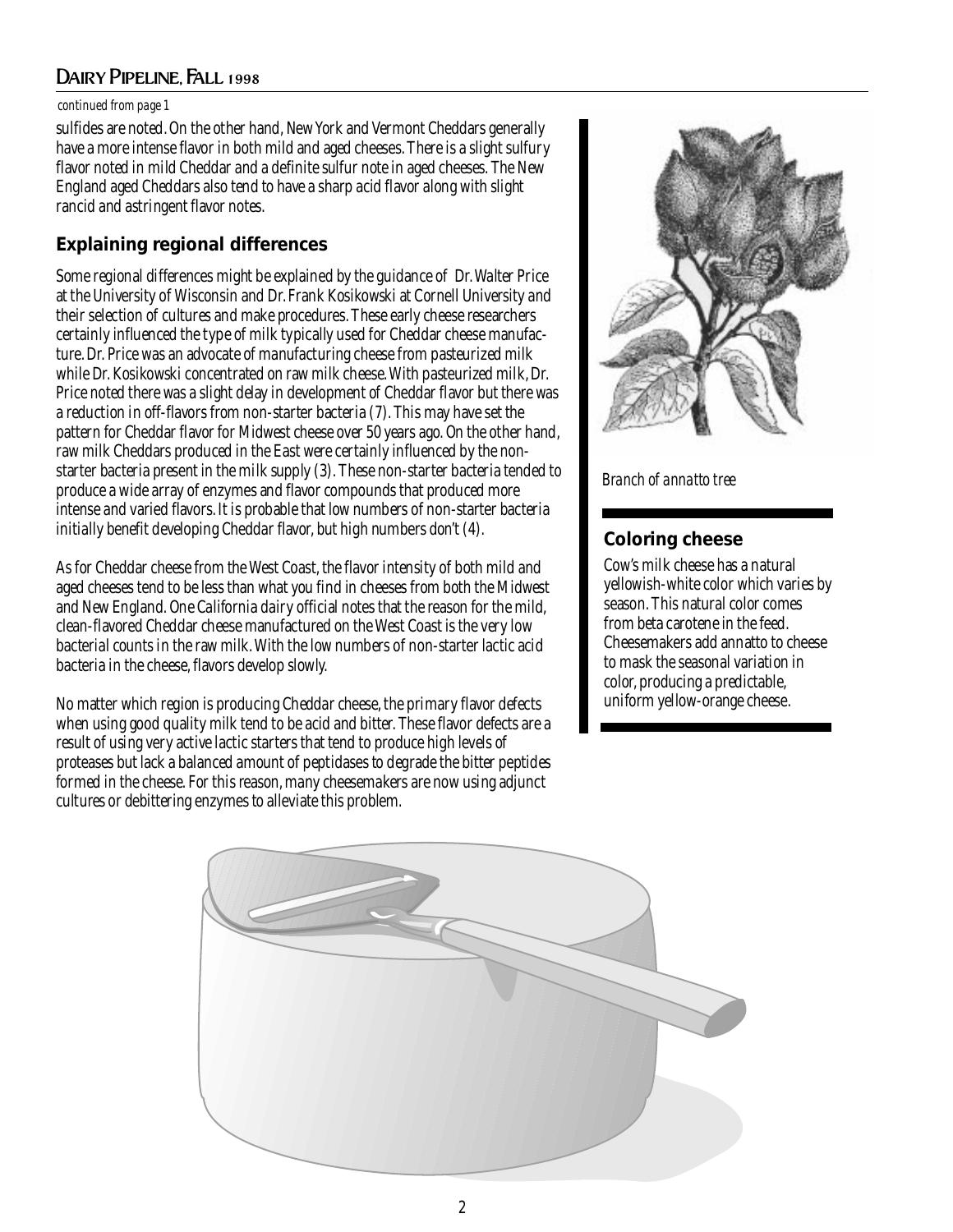*continued from page 1*

sulfides are noted. On the other hand, New York and Vermont Cheddars generally have a more intense flavor in both mild and aged cheeses. There is a slight sulfury flavor noted in mild Cheddar and a definite sulfur note in aged cheeses. The New England aged Cheddars also tend to have a sharp acid flavor along with slight rancid and astringent flavor notes.

## Explaining regional differences

Some regional differences might be explained by the guidance of Dr. Walter Price at the University of Wisconsin and Dr. Frank Kosikowski at Cornell University and their selection of cultures and make procedures. These early cheese researchers certainly influenced the type of milk typically used for Cheddar cheese manufacture. Dr. Price was an advocate of manufacturing cheese from pasteurized milk while Dr. Kosikowski concentrated on raw milk cheese. With pasteurized milk, Dr. Price noted there was a slight delay in development of Cheddar flavor but there was a reduction in off-flavors from non-starter bacteria (7). This may have set the pattern for Cheddar flavor for Midwest cheese over 50 years ago. On the other hand, raw milk Cheddars produced in the East were certainly influenced by the non-starter bacteria present in the milk supply (3). These non-starter bacteria tended to produce a wide array of enzymes and flavor compounds that produced more intense and varied flavors. It is probable that low numbers of non-starter bacteria initially benefit developing Cheddar flavor, but high numbers don't (4).

As for Cheddar cheese from the West Coast, the flavor intensity of both mild and aged cheeses tend to be less than what you find in cheeses from both the Midwest and New England. One California dairy official notes that the reason for the mild, clean-flavored Cheddar cheese manufactured on the West Coast is the very low bacterial counts in the raw milk. With the low numbers of non-starter lactic acid bacteria in the cheese, flavors develop slowly.

No matter which region is producing Cheddar cheese, the primary flavor defects when using good quality milk tend to be acid and bitter. These flavor defects are a result of using very active lactic starters that tend to produce high levels of proteases but lack a balanced amount of peptidases to degrade the bitter peptides formed in the cheese. For this reason, many cheesemakers are now using adjunct cultures or debittering enzymes to alleviate this problem.

*Branch of annatto tree*

## Coloring cheese

Cow's milk cheese has a natural yellowish-white color which varies by season. This natural color comes from beta carotene in the feed. Cheesemakers add annatto to cheese to mask the seasonal variation in color, producing a predictable, uniform yellow-orange cheese.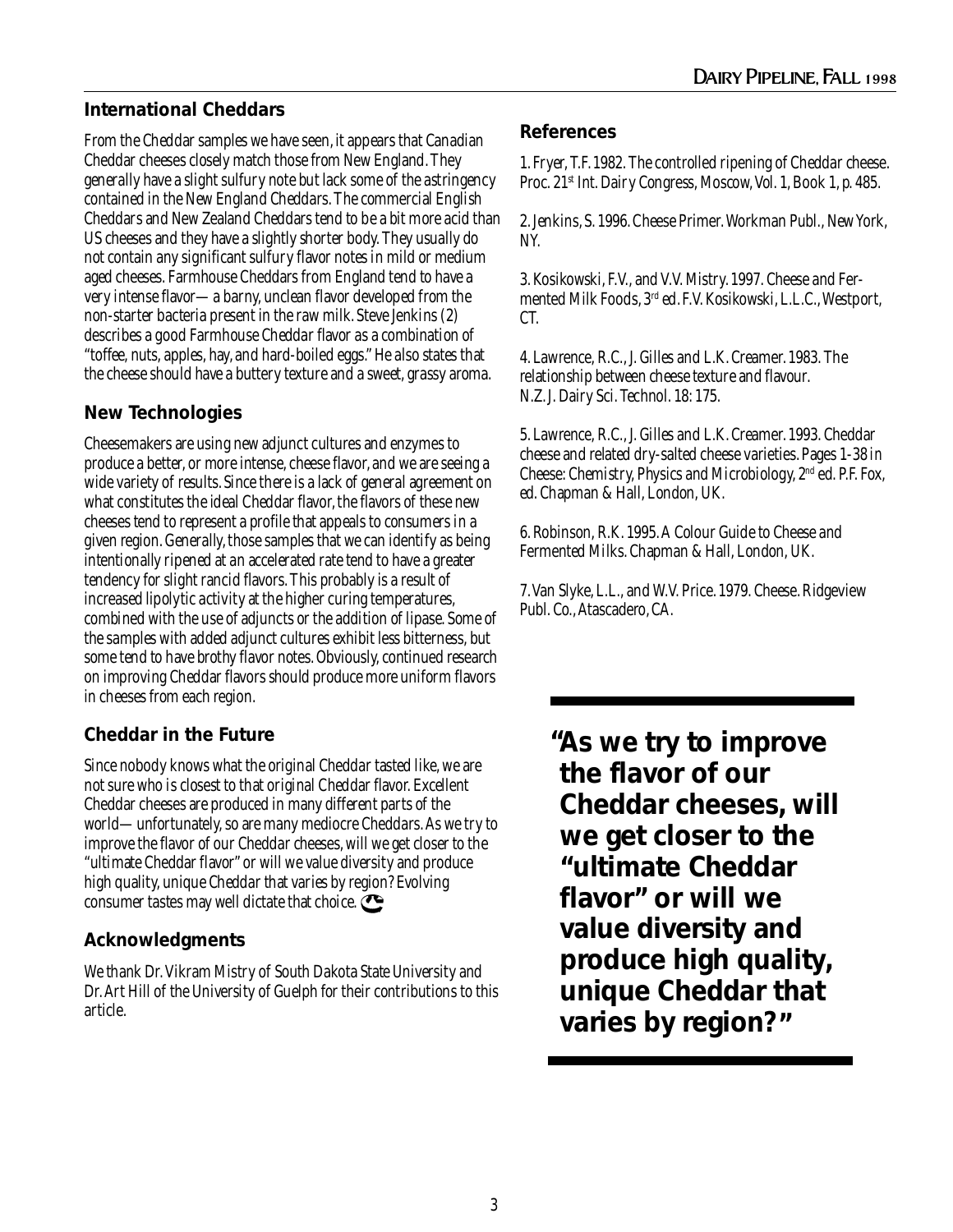## International Cheddars

From the Cheddar samples we have seen, it appears that Canadian Cheddar cheeses closely match those from New England. They generally have a slight sulfury note but lack some of the astringency contained in the New England Cheddars. The commercial English Cheddars and New Zealand Cheddars tend to be a bit more acid than US cheeses and they have a slightly shorter body. They usually do not contain any significant sulfury flavor notes in mild or medium aged cheeses. Farmhouse Cheddars from England tend to have a very intense flavor—a barny, unclean flavor developed from the non-starter bacteria present in the raw milk. Steve Jenkins (2) describes a good Farmhouse Cheddar flavor as a combination of "toffee, nuts, apples, hay, and hard-boiled eggs." He also states that the cheese should have a buttery texture and a sweet, grassy aroma.

## New Technologies

Cheesemakers are using new adjunct cultures and enzymes to produce a better, or more intense, cheese flavor, and we are seeing a wide variety of results. Since there is a lack of general agreement on what constitutes the ideal Cheddar flavor, the flavors of these new cheeses tend to represent a profile that appeals to consumers in a given region. Generally, those samples that we can identify as being intentionally ripened at an accelerated rate tend to have a greater tendency for slight rancid flavors. This probably is a result of increased lipolytic activity at the higher curing temperatures, combined with the use of adjuncts or the addition of lipase. Some of the samples with added adjunct cultures exhibit less bitterness, but some tend to have brothy flavor notes. Obviously, continued research on improving Cheddar flavors should produce more uniform flavors in cheeses from each region.

## Cheddar in the Future

Since nobody knows what the original Cheddar tasted like, we are not sure who is closest to that original Cheddar flavor. Excellent Cheddar cheeses are produced in many different parts of the world—unfortunately, so are many mediocre Cheddars. As we try to improve the flavor of our Cheddar cheeses, will we get closer to the "ultimate Cheddar flavor" or will we value diversity and produce high quality, unique Cheddar that varies by region? Evolving consumer tastes may well dictate that choice.

## Acknowledgments

We thank Dr. Vikram Mistry of South Dakota State University and Dr. Art Hill of the University of Guelph for their contributions to this article.

## References

1. Fryer, T.F. 1982. The controlled ripening of Cheddar cheese. Proc. 21st Int. Dairy Congress, Moscow, Vol. 1, Book 1, p. 485.

2. Jenkins, S. 1996. Cheese Primer. Workman Publ., New York, NY.

3. Kosikowski, F.V., and V.V. Mistry. 1997. Cheese and Fermented Milk Foods, 3rd ed. F.V. Kosikowski, L.L.C., Westport, CT.

4. Lawrence, R.C., J. Gilles and L.K. Creamer. 1983. The relationship between cheese texture and flavour. N.Z. J. Dairy Sci. Technol. 18: 175.

5. Lawrence, R.C., J. Gilles and L.K. Creamer. 1993. Cheddar cheese and related dry-salted cheese varieties. Pages 1-38 in Cheese: Chemistry, Physics and Microbiology, 2nd ed. P.F. Fox, ed. Chapman & Hall, London, UK.

6. Robinson, R.K. 1995. A Colour Guide to Cheese and Fermented Milks. Chapman & Hall, London, UK.

7. Van Slyke, L.L., and W.V. Price. 1979. Cheese. Ridgeview Publ. Co., Atascadero, CA.

**"As we try to improve the flavor of our Cheddar cheeses, will we get closer to the "ultimate Cheddar flavor" or will we value diversity and produce high quality, unique Cheddar that varies by region?"**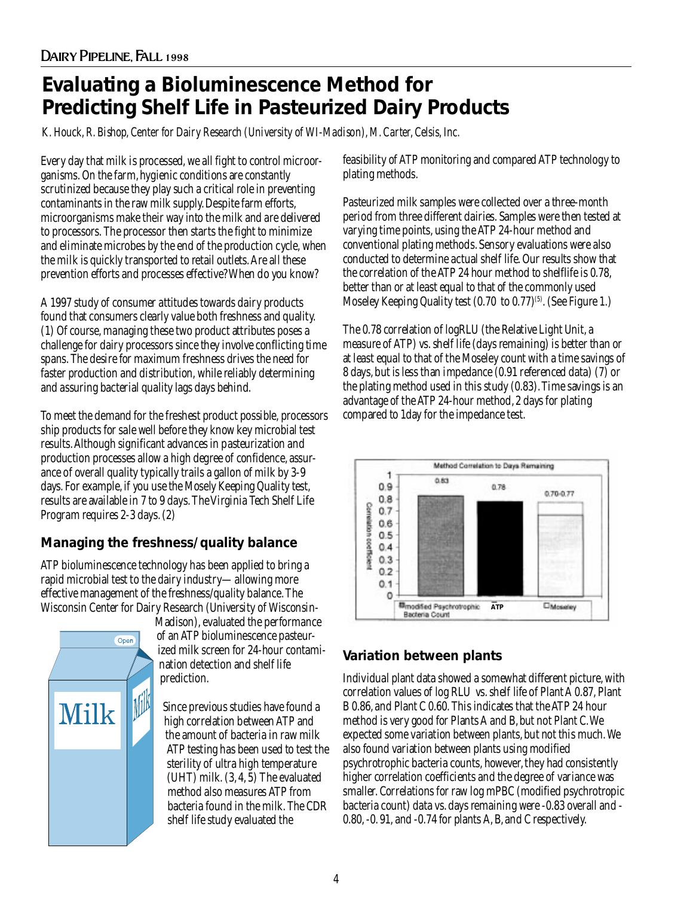# Evaluating a Bioluminescence Method for Predicting Shelf Life in Pasteurized Dairy Products

*K. Houck, R. Bishop, Center for Dairy Research (University of WI-Madison), M. Carter, Celsis, Inc.*

Every day that milk is processed, we all fight to control microorganisms. On the farm, hygienic conditions are constantly scrutinized because they play such a critical role in preventing contaminants in the raw milk supply. Despite farm efforts, microorganisms make their way into the milk and are delivered to processors. The processor then starts the fight to minimize and eliminate microbes by the end of the production cycle, when the milk is quickly transported to retail outlets. Are all these prevention efforts and processes effective? When do you know?

A 1997 study of consumer attitudes towards dairy products found that consumers clearly value both freshness and quality. (1) Of course, managing these two product attributes poses a challenge for dairy processors since they involve conflicting time spans. The desire for maximum freshness drives the need for faster production and distribution, while reliably determining and assuring bacterial quality lags days behind.

To meet the demand for the freshest product possible, processors ship products for sale well before they know key microbial test results. Although significant advances in pasteurization and production processes allow a high degree of confidence, assurance of overall quality typically trails a gallon of milk by 3-9 days. For example, if you use the Mosely Keeping Quality test, results are available in 7 to 9 days. The Virginia Tech Shelf Life Program requires 2-3 days. (2)

## Managing the freshness/quality balance

ATP bioluminescence technology has been applied to bring a rapid microbial test to the dairy industry—allowing more effective management of the freshness/quality balance. The Wisconsin Center for Dairy Research (University of Wisconsin-Madison), evaluated the performance of an ATP bioluminescence pasteurized milk screen for 24-hour contamination detection and shelf life prediction.

Since previous studies have found a high correlation between ATP and the amount of bacteria in raw milk ATP testing has been used to test the sterility of ultra high temperature (UHT) milk. (3, 4, 5) The evaluated method also measures ATP from bacteria found in the milk. The CDR shelf life study evaluated the feasibility of ATP monitoring and compared ATP technology to plating methods.

Pasteurized milk samples were collected over a three-month period from three different dairies. Samples were then tested at varying time points, using the ATP 24-hour method and conventional plating methods. Sensory evaluations were also conducted to determine actual shelf life. Our results show that the correlation of the ATP 24 hour method to shelflife is 0.78, better than or at least equal to that of the commonly used Moseley Keeping Quality test (0.70 to 0.77)[5]. (See Figure 1.)

The 0.78 correlation of logRLU (the Relative Light Unit, a measure of ATP) vs. shelf life (days remaining) is better than or at least equal to that of the Moseley count with a time savings of 8 days, but is less than impedance (0.91 referenced data) (7) or the plating method used in this study (0.83). Time savings is an advantage of the ATP 24-hour method, 2 days for plating compared to 1day for the impedance test.

**Method Correlation to Days Remaining**

| Method | Correlation coefficient |
|---|---|
| Modified Psychrotrophic Bacteria Count | 0.83 |
| ATP | 0.78 |
| Moseley | 0.70-0.77 |

## Variation between plants

Individual plant data showed a somewhat different picture, with correlation values of log RLU vs. shelf life of Plant A 0.87, Plant B 0.86, and Plant C 0.60. This indicates that the ATP 24 hour method is very good for Plants A and B, but not Plant C. We expected some variation between plants, but not this much. We also found variation between plants using modified psychrotrophic bacteria counts, however, they had consistently higher correlation coefficients and the degree of variance was smaller. Correlations for raw log mPBC (modified psychrotropic bacteria count) data vs. days remaining were -0.83 overall and -0.80, -0. 91, and -0.74 for plants A, B, and C respectively.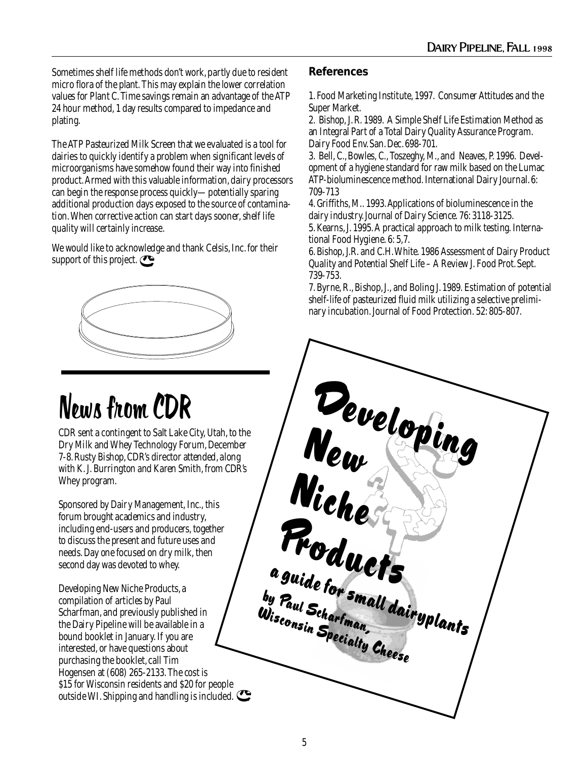Sometimes shelf life methods don't work, partly due to resident micro flora of the plant. This may explain the lower correlation values for Plant C. Time savings remain an advantage of the ATP 24 hour method, 1 day results compared to impedance and plating.

The ATP Pasteurized Milk Screen that we evaluated is a tool for dairies to quickly identify a problem when significant levels of microorganisms have somehow found their way into finished product. Armed with this valuable information, dairy processors can begin the response process quickly— potentially sparing additional production days exposed to the source of contamination. When corrective action can start days sooner, shelf life quality will certainly increase.

We would like to acknowledge and thank Celsis, Inc. for their support of this project.

## References

1. Food Marketing Institute, 1997. Consumer Attitudes and the Super Market.
2. Bishop, J.R. 1989. A Simple Shelf Life Estimation Method as an Integral Part of a Total Dairy Quality Assurance Program. Dairy Food Env. San. Dec. 698-701.
3. Bell, C., Bowles, C., Toszeghy, M., and Neaves, P. 1996. Development of a hygiene standard for raw milk based on the Lumac ATP-bioluminescence method. International Dairy Journal. 6: 709-713
4. Griffiths, M.. 1993. Applications of bioluminescence in the dairy industry. Journal of Dairy Science. 76: 3118-3125.
5. Kearns, J. 1995. A practical approach to milk testing. International Food Hygiene. 6: 5,7.
6. Bishop, J.R. and C.H. White. 1986 Assessment of Dairy Product Quality and Potential Shelf Life – A Review J. Food Prot. Sept. 739-753.
7. Byrne, R., Bishop, J., and Boling J. 1989. Estimation of potential shelf-life of pasteurized fluid milk utilizing a selective preliminary incubation. Journal of Food Protection. 52: 805-807.

# News from CDR

CDR sent a contingent to Salt Lake City, Utah, to the Dry Milk and Whey Technology Forum, December 7-8. Rusty Bishop, CDR's director attended, along with K. J. Burrington and Karen Smith, from CDR's Whey program.

Sponsored by Dairy Management, Inc., this forum brought academics and industry, including end-users and producers, together to discuss the present and future uses and needs. Day one focused on dry milk, then second day was devoted to whey.

Developing New Niche Products, a compilation of articles by Paul Scharfman, and previously published in the Dairy Pipeline will be available in a bound booklet in January. If you are interested, or have questions about purchasing the booklet, call Tim Hogensen at (608) 265-2133. The cost is $15 for Wisconsin residents and $20 for people outside WI. Shipping and handling is included.

**Developing New Niche Products**
*a guide for small dairyplants*
*by Paul Scharfman, Wisconsin Specialty Cheese*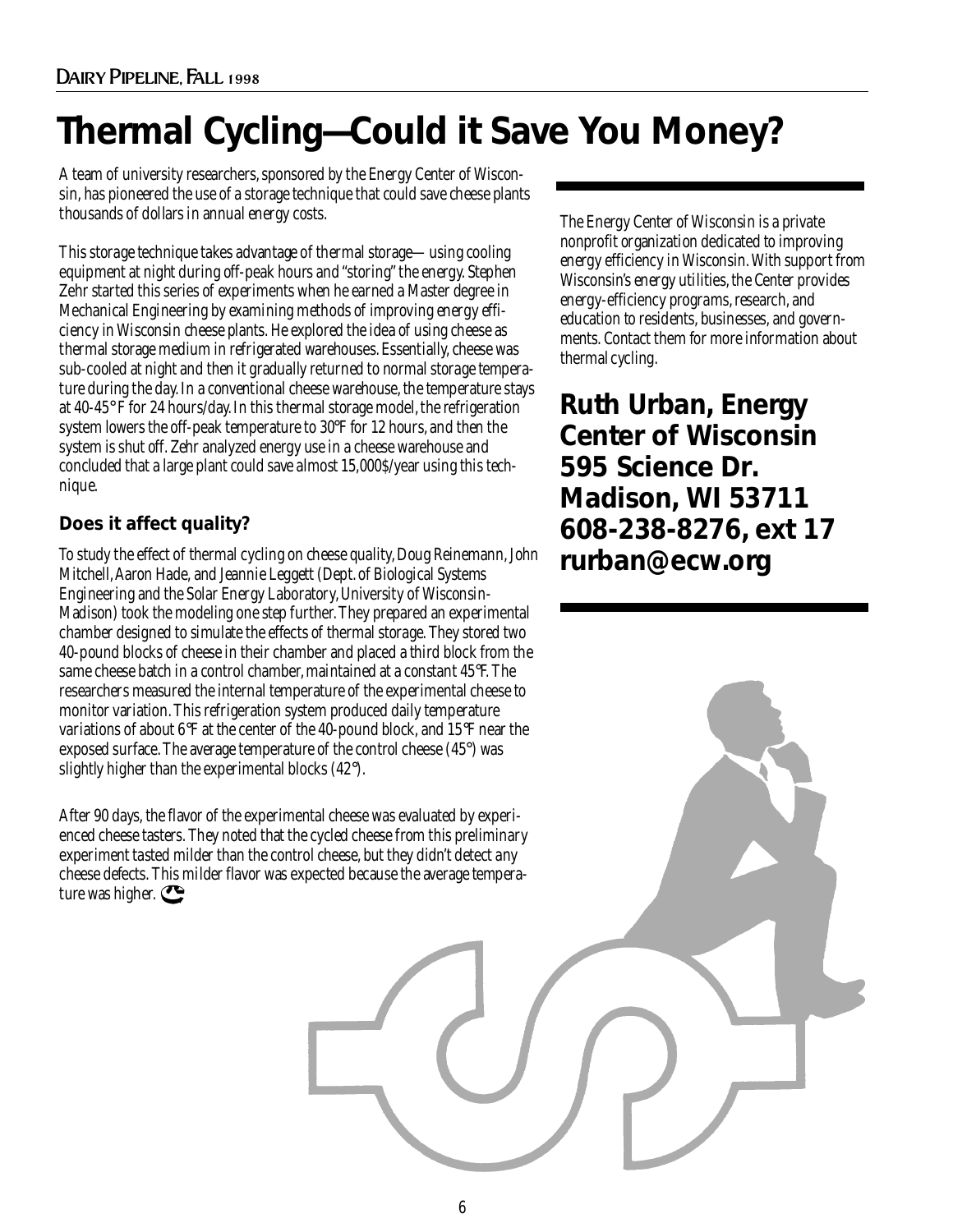# Thermal Cycling—Could it Save You Money?

A team of university researchers, sponsored by the Energy Center of Wisconsin, has pioneered the use of a storage technique that could save cheese plants thousands of dollars in annual energy costs.

This storage technique takes advantage of thermal storage— using cooling equipment at night during off-peak hours and "storing" the energy. Stephen Zehr started this series of experiments when he earned a Master degree in Mechanical Engineering by examining methods of improving energy efficiency in Wisconsin cheese plants. He explored the idea of using cheese as thermal storage medium in refrigerated warehouses. Essentially, cheese was sub-cooled at night and then it gradually returned to normal storage temperature during the day. In a conventional cheese warehouse, the temperature stays at 40-45° F for 24 hours/day. In this thermal storage model, the refrigeration system lowers the off-peak temperature to 30°F for 12 hours, and then the system is shut off. Zehr analyzed energy use in a cheese warehouse and concluded that a large plant could save almost 15,000$/year using this technique.

### Does it affect quality?

To study the effect of thermal cycling on cheese quality, Doug Reinemann, John Mitchell, Aaron Hade, and Jeannie Leggett (Dept. of Biological Systems Engineering and the Solar Energy Laboratory, University of Wisconsin-Madison) took the modeling one step further. They prepared an experimental chamber designed to simulate the effects of thermal storage. They stored two 40-pound blocks of cheese in their chamber and placed a third block from the same cheese batch in a control chamber, maintained at a constant 45°F. The researchers measured the internal temperature of the experimental cheese to monitor variation. This refrigeration system produced daily temperature variations of about 6°F at the center of the 40-pound block, and 15°F near the exposed surface. The average temperature of the control cheese (45°) was slightly higher than the experimental blocks (42°).

After 90 days, the flavor of the experimental cheese was evaluated by experienced cheese tasters. They noted that the cycled cheese from this preliminary experiment tasted milder than the control cheese, but they didn't detect any cheese defects. This milder flavor was expected because the average temperature was higher.

The Energy Center of Wisconsin is a private nonprofit organization dedicated to improving energy efficiency in Wisconsin. With support from Wisconsin's energy utilities, the Center provides energy-efficiency programs, research, and education to residents, businesses, and governments. Contact them for more information about thermal cycling.

**Ruth Urban, Energy Center of Wisconsin**
**595 Science Dr.**
**Madison, WI 53711**
**608-238-8276, ext 17**
**rurban@ecw.org**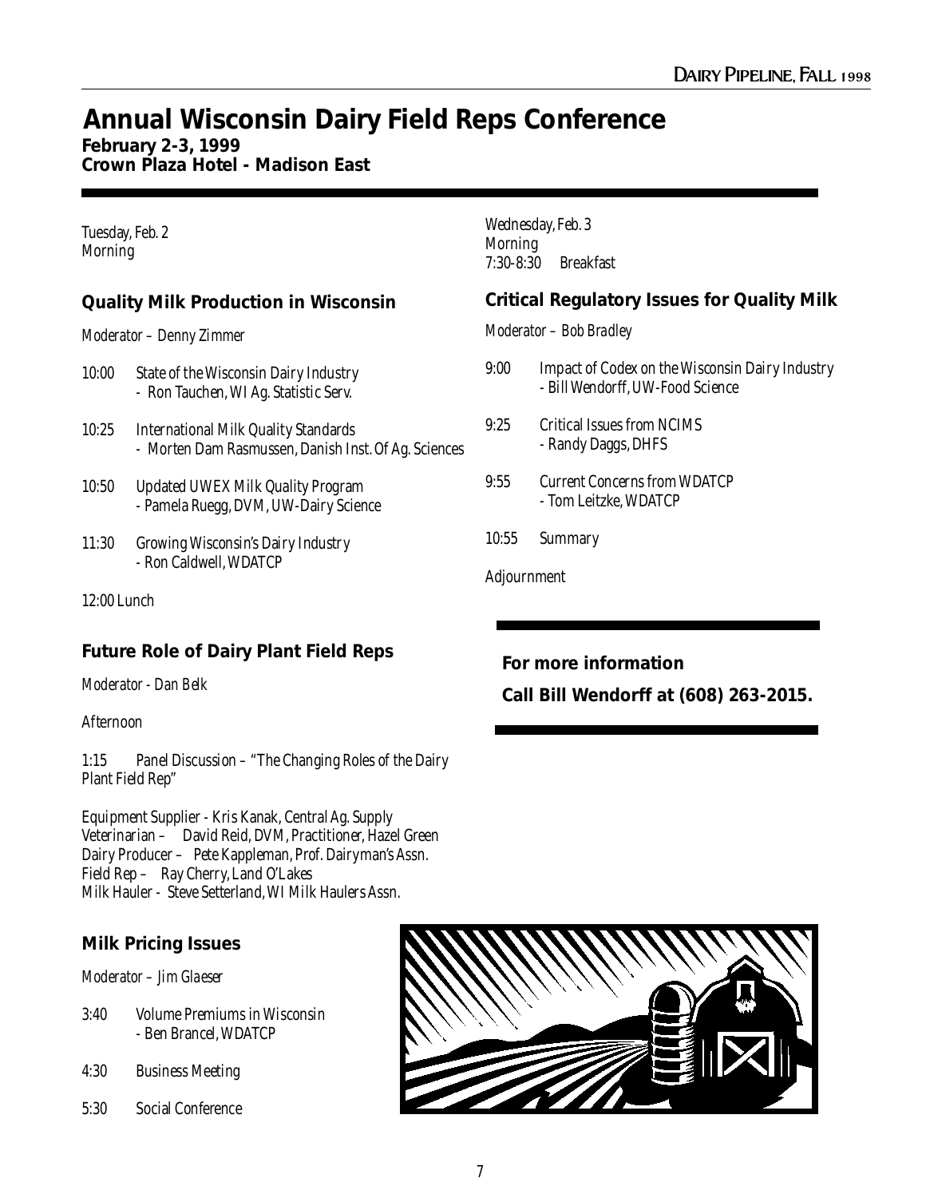# Annual Wisconsin Dairy Field Reps Conference

**February 2-3, 1999**
**Crown Plaza Hotel - Madison East**

*Tuesday, Feb. 2*
*Morning*

## Quality Milk Production in Wisconsin

*Moderator – Denny Zimmer*

10:00 State of the Wisconsin Dairy Industry
- Ron Tauchen, WI Ag. Statistic Serv.

10:25 International Milk Quality Standards
- Morten Dam Rasmussen, Danish Inst. Of Ag. Sciences

10:50 Updated UWEX Milk Quality Program
- Pamela Ruegg, DVM, UW-Dairy Science

11:30 Growing Wisconsin's Dairy Industry
- Ron Caldwell, WDATCP

12:00 Lunch

## Future Role of Dairy Plant Field Reps

*Moderator - Dan Belk*

*Afternoon*

1:15 Panel Discussion – "The Changing Roles of the Dairy Plant Field Rep"

Equipment Supplier - Kris Kanak, Central Ag. Supply
Veterinarian – David Reid, DVM, Practitioner, Hazel Green
Dairy Producer – Pete Kappleman, Prof. Dairyman's Assn.
Field Rep – Ray Cherry, Land O'Lakes
Milk Hauler - Steve Setterland, WI Milk Haulers Assn.

## Milk Pricing Issues

*Moderator – Jim Glaeser*

3:40 Volume Premiums in Wisconsin
- Ben Brancel, WDATCP

4:30 Business Meeting

5:30 Social Conference

*Wednesday, Feb. 3*
*Morning*
7:30-8:30 Breakfast

## Critical Regulatory Issues for Quality Milk

*Moderator – Bob Bradley*

9:00 Impact of Codex on the Wisconsin Dairy Industry
- Bill Wendorff, UW-Food Science

9:25 Critical Issues from NCIMS
- Randy Daggs, DHFS

9:55 Current Concerns from WDATCP
- Tom Leitzke, WDATCP

10:55 Summary

Adjournment

**For more information**

**Call Bill Wendorff at (608) 263-2015.**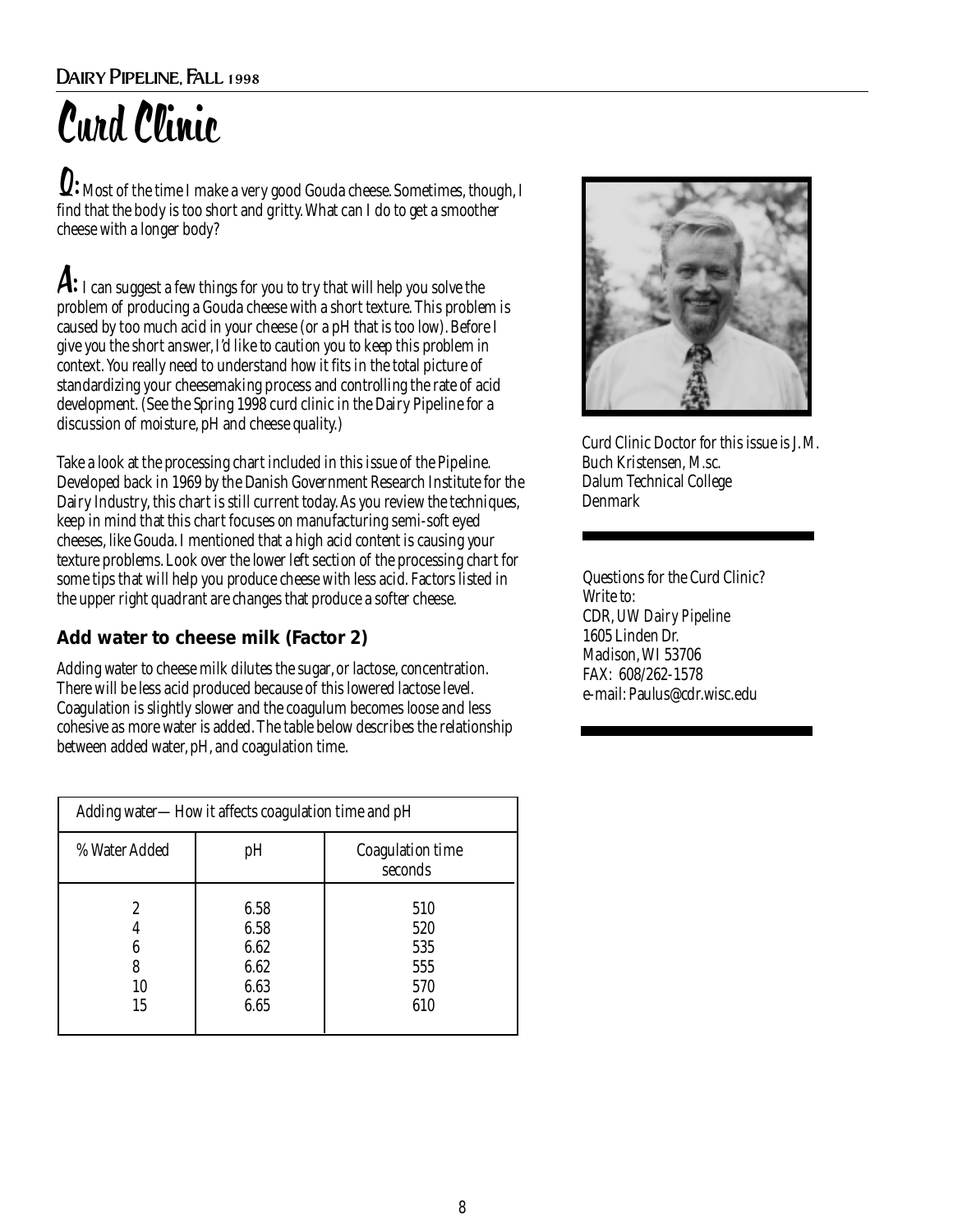# Curd Clinic

**Q:** Most of the time I make a very good Gouda cheese. Sometimes, though, I find that the body is too short and gritty. What can I do to get a smoother cheese with a longer body?

**A:** I can suggest a few things for you to try that will help you solve the problem of producing a Gouda cheese with a short texture. This problem is caused by too much acid in your cheese (or a pH that is too low). Before I give you the short answer, I'd like to caution you to keep this problem in context. You really need to understand how it fits in the total picture of standardizing your cheesemaking process and controlling the rate of acid development. (See the Spring 1998 curd clinic in the Dairy Pipeline for a discussion of moisture, pH and cheese quality.)

Take a look at the processing chart included in this issue of the Pipeline. Developed back in 1969 by the Danish Government Research Institute for the Dairy Industry, this chart is still current today. As you review the techniques, keep in mind that this chart focuses on manufacturing semi-soft eyed cheeses, like Gouda. I mentioned that a high acid content is causing your texture problems. Look over the lower left section of the processing chart for some tips that will help you produce cheese with less acid. Factors listed in the upper right quadrant are changes that produce a softer cheese.

### Add water to cheese milk (Factor 2)

Adding water to cheese milk dilutes the sugar, or lactose, concentration. There will be less acid produced because of this lowered lactose level. Coagulation is slightly slower and the coagulum becomes loose and less cohesive as more water is added. The table below describes the relationship between added water, pH, and coagulation time.

Adding water— How it affects coagulation time and pH

| % Water Added | pH | Coagulation time seconds |
|---|---|---|
| 2 | 6.58 | 510 |
| 4 | 6.58 | 520 |
| 6 | 6.62 | 535 |
| 8 | 6.62 | 555 |
| 10 | 6.63 | 570 |
| 15 | 6.65 | 610 |

Curd Clinic Doctor for this issue is J.M. Buch Kristensen, M.sc.
Dalum Technical College
Denmark

Questions for the Curd Clinic?
Write to:
CDR, UW Dairy Pipeline
1605 Linden Dr.
Madison, WI 53706
FAX: 608/262-1578
e-mail: Paulus@cdr.wisc.edu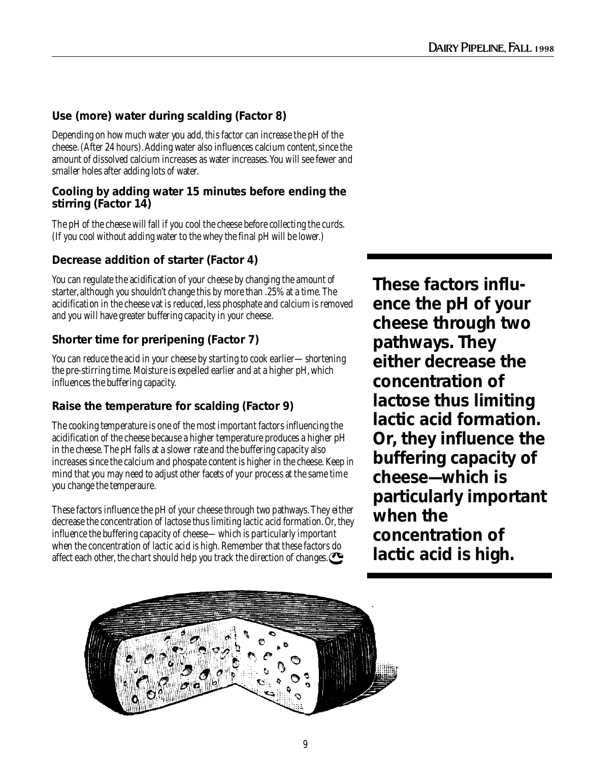### Use (more) water during scalding (Factor 8)

Depending on how much water you add, this factor can increase the pH of the cheese. (After 24 hours). Adding water also influences calcium content, since the amount of dissolved calcium increases as water increases. You will see fewer and smaller holes after adding lots of water.

### Cooling by adding water 15 minutes before ending the stirring (Factor 14)

The pH of the cheese will fall if you cool the cheese before collecting the curds. (If you cool without adding water to the whey the final pH will be lower.)

### Decrease addition of starter (Factor 4)

You can regulate the acidification of your cheese by changing the amount of starter, although you shouldn't change this by more than .25% at a time. The acidification in the cheese vat is reduced, less phosphate and calcium is removed and you will have greater buffering capacity in your cheese.

### Shorter time for preripening (Factor 7)

You can reduce the acid in your cheese by starting to cook earlier—shortening the pre-stirring time. Moisture is expelled earlier and at a higher pH, which influences the buffering capacity.

### Raise the temperature for scalding (Factor 9)

The cooking temperature is one of the most important factors influencing the acidification of the cheese because a higher temperature produces a higher pH in the cheese. The pH falls at a slower rate and the buffering capacity also increases since the calcium and phospate content is higher in the cheese. Keep in mind that you may need to adjust other facets of your process at the same time you change the temperaure.

These factors influence the pH of your cheese through two pathways. They either decrease the concentration of lactose thus limiting lactic acid formation. Or, they influence the buffering capacity of cheese—which is particularly important when the concentration of lactic acid is high. Remember that these factors do affect each other, the chart should help you track the direction of changes.

**These factors influence the pH of your cheese through two pathways. They either decrease the concentration of lactose thus limiting lactic acid formation. Or, they influence the buffering capacity of cheese—which is particularly important when the concentration of lactic acid is high.**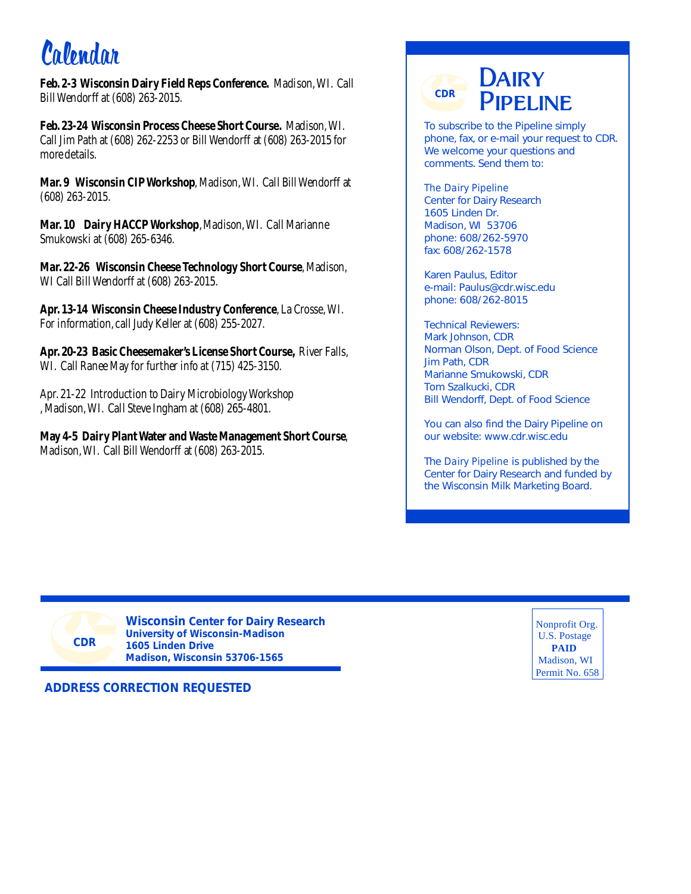# Calendar

**Feb. 2-3 Wisconsin Dairy Field Reps Conference.** Madison, WI. Call Bill Wendorff at (608) 263-2015.

**Feb. 23-24 Wisconsin Process Cheese Short Course.** Madison, WI. Call Jim Path at (608) 262-2253 or Bill Wendorff at (608) 263-2015 for more details.

**Mar. 9 Wisconsin CIP Workshop**, Madison, WI. Call Bill Wendorff at (608) 263-2015.

**Mar. 10 Dairy HACCP Workshop**, Madison, WI. Call Marianne Smukowski at (608) 265-6346.

**Mar. 22-26 Wisconsin Cheese Technology Short Course**, Madison, WI Call Bill Wendorff at (608) 263-2015.

**Apr. 13-14 Wisconsin Cheese Industry Conference**, La Crosse, WI. For information, call Judy Keller at (608) 255-2027.

**Apr. 20-23 Basic Cheesemaker's License Short Course,** River Falls, WI. Call Ranee May for further info at (715) 425-3150.

Apr. 21-22 Introduction to Dairy Microbiology Workshop , Madison, WI. Call Steve Ingham at (608) 265-4801.

**May 4-5 Dairy Plant Water and Waste Management Short Course**, Madison, WI. Call Bill Wendorff at (608) 263-2015.

## CDR Dairy Pipeline

To subscribe to the Pipeline simply phone, fax, or e-mail your request to CDR. We welcome your questions and comments. Send them to:

*The Dairy Pipeline*
Center for Dairy Research
1605 Linden Dr.
Madison, WI 53706
phone: 608/262-5970
fax: 608/262-1578

Karen Paulus, Editor
e-mail: Paulus@cdr.wisc.edu
phone: 608/262-8015

Technical Reviewers:
Mark Johnson, CDR
Norman Olson, Dept. of Food Science
Jim Path, CDR
Marianne Smukowski, CDR
Tom Szalkucki, CDR
Bill Wendorff, Dept. of Food Science

You can also find the Dairy Pipeline on our website: www.cdr.wisc.edu

The *Dairy Pipeline* is published by the Center for Dairy Research and funded by the Wisconsin Milk Marketing Board.

CDR
**Wisconsin Center for Dairy Research**
**University of Wisconsin-Madison**
**1605 Linden Drive**
**Madison, Wisconsin 53706-1565**

Nonprofit Org.
U.S. Postage
**PAID**
Madison, WI
Permit No. 658

**ADDRESS CORRECTION REQUESTED**